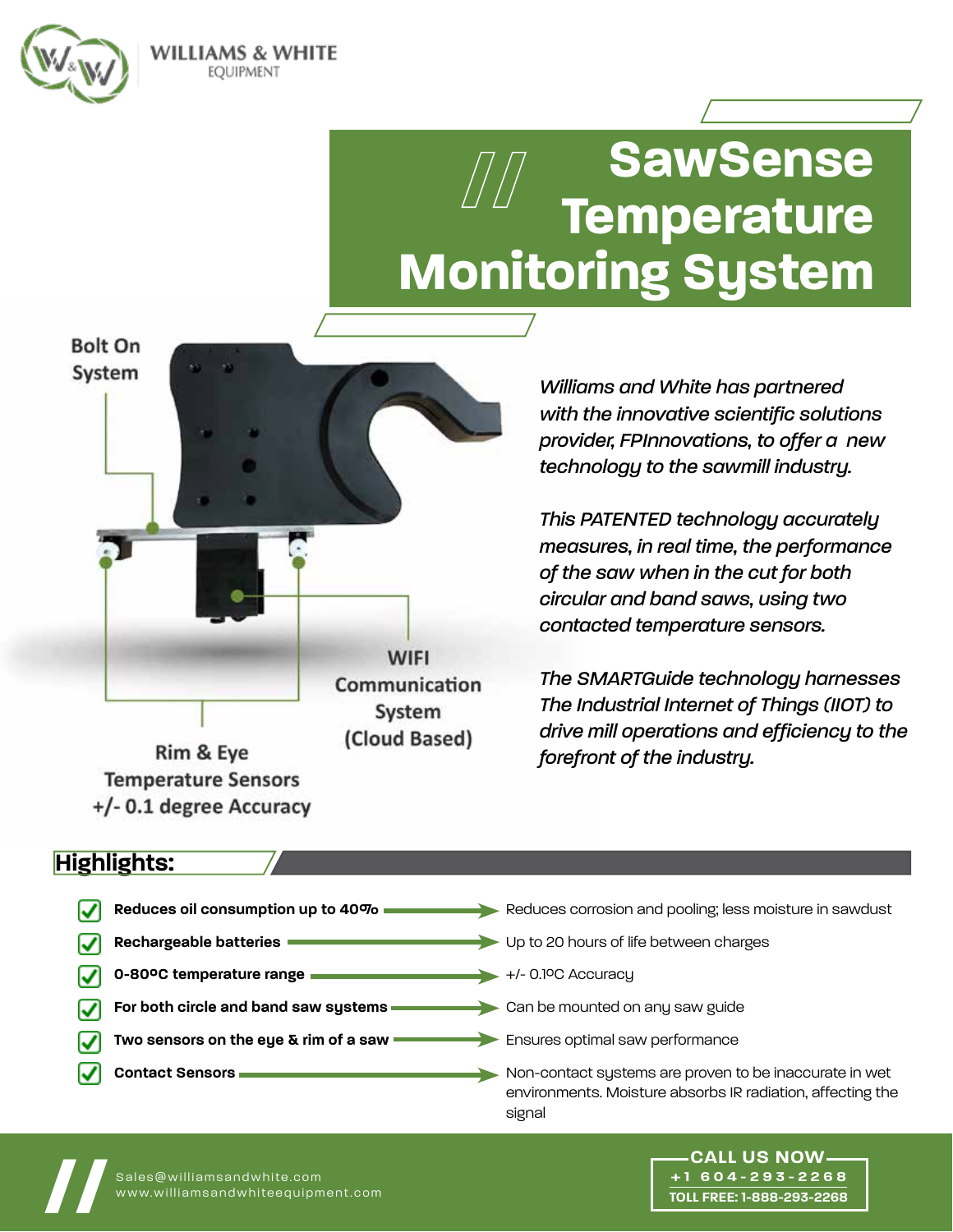WILLIAMS & WHITE
EQUIPMENT

# SawSense Temperature Monitoring System

Bolt On System

WIFI Communication System (Cloud Based)

Rim & Eye Temperature Sensors +/- 0.1 degree Accuracy

*Williams and White has partnered with the innovative scientific solutions provider, FPInnovations, to offer a new technology to the sawmill industry.*

*This PATENTED technology accurately measures, in real time, the performance of the saw when in the cut for both circular and band saws, using two contacted temperature sensors.*

*The SMARTGuide technology harnesses The Industrial Internet of Things (IIOT) to drive mill operations and efficiency to the forefront of the industry.*

## Highlights:

- **Reduces oil consumption up to 40%** → Reduces corrosion and pooling; less moisture in sawdust
- **Rechargeable batteries** → Up to 20 hours of life between charges
- **0-80ºC temperature range** → +/- 0.1ºC Accuracy
- **For both circle and band saw systems** → Can be mounted on any saw guide
- **Two sensors on the eye & rim of a saw** → Ensures optimal saw performance
- **Contact Sensors** → Non-contact systems are proven to be inaccurate in wet environments. Moisture absorbs IR radiation, affecting the signal

Sales@williamsandwhite.com
www.williamsandwhiteequipment.com

**CALL US NOW**
+1 604-293-2268
TOLL FREE: 1-888-293-2268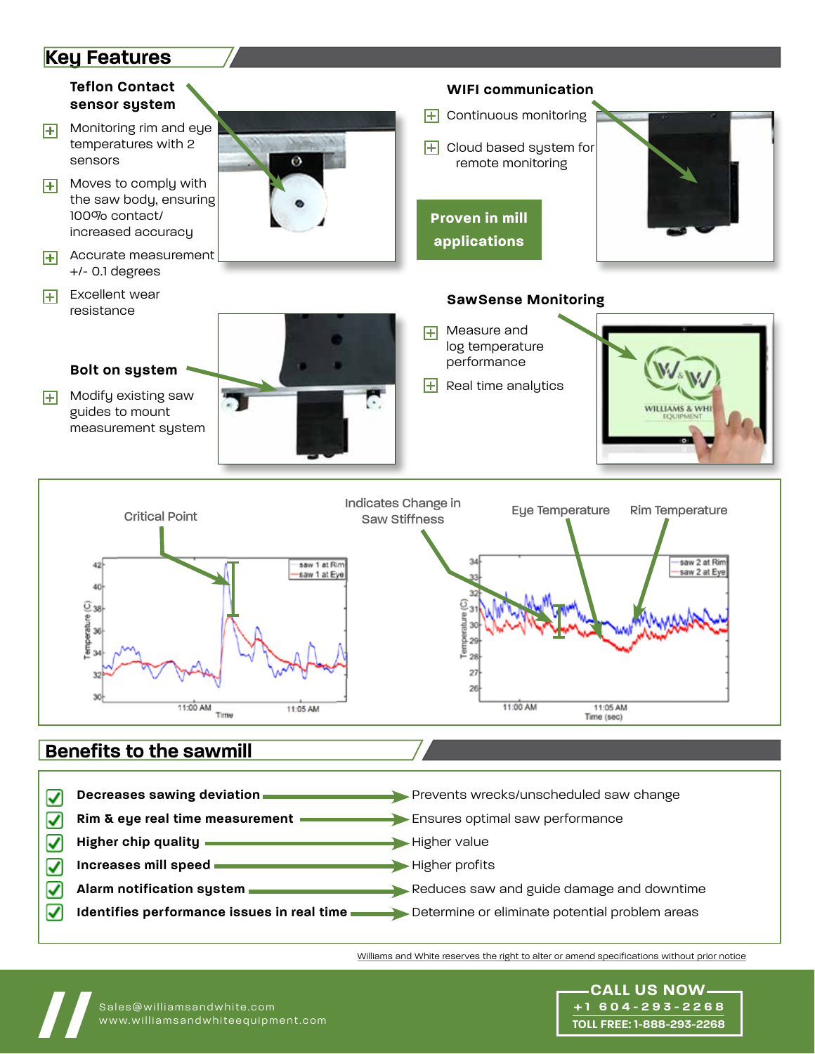## Key Features

### Teflon Contact sensor system

- Monitoring rim and eye temperatures with 2 sensors
- Moves to comply with the saw body, ensuring 100% contact/ increased accuracy
- Accurate measurement +/- 0.1 degrees
- Excellent wear resistance

### Bolt on system

- Modify existing saw guides to mount measurement system

### WIFI communication

- Continuous monitoring
- Cloud based system for remote monitoring

**Proven in mill applications**

### SawSense Monitoring

- Measure and log temperature performance
- Real time analytics

Critical Point

Indicates Change in Saw Stiffness

Eye Temperature

Rim Temperature

## Benefits to the sawmill

| Benefit | Result |
|---|---|
| **Decreases sawing deviation** | Prevents wrecks/unscheduled saw change |
| **Rim & eye real time measurement** | Ensures optimal saw performance |
| **Higher chip quality** | Higher value |
| **Increases mill speed** | Higher profits |
| **Alarm notification system** | Reduces saw and guide damage and downtime |
| **Identifies performance issues in real time** | Determine or eliminate potential problem areas |

Williams and White reserves the right to alter or amend specifications without prior notice

Sales@williamsandwhite.com
www.williamsandwhiteequipment.com

**CALL US NOW**
+1 604-293-2268
TOLL FREE: 1-888-293-2268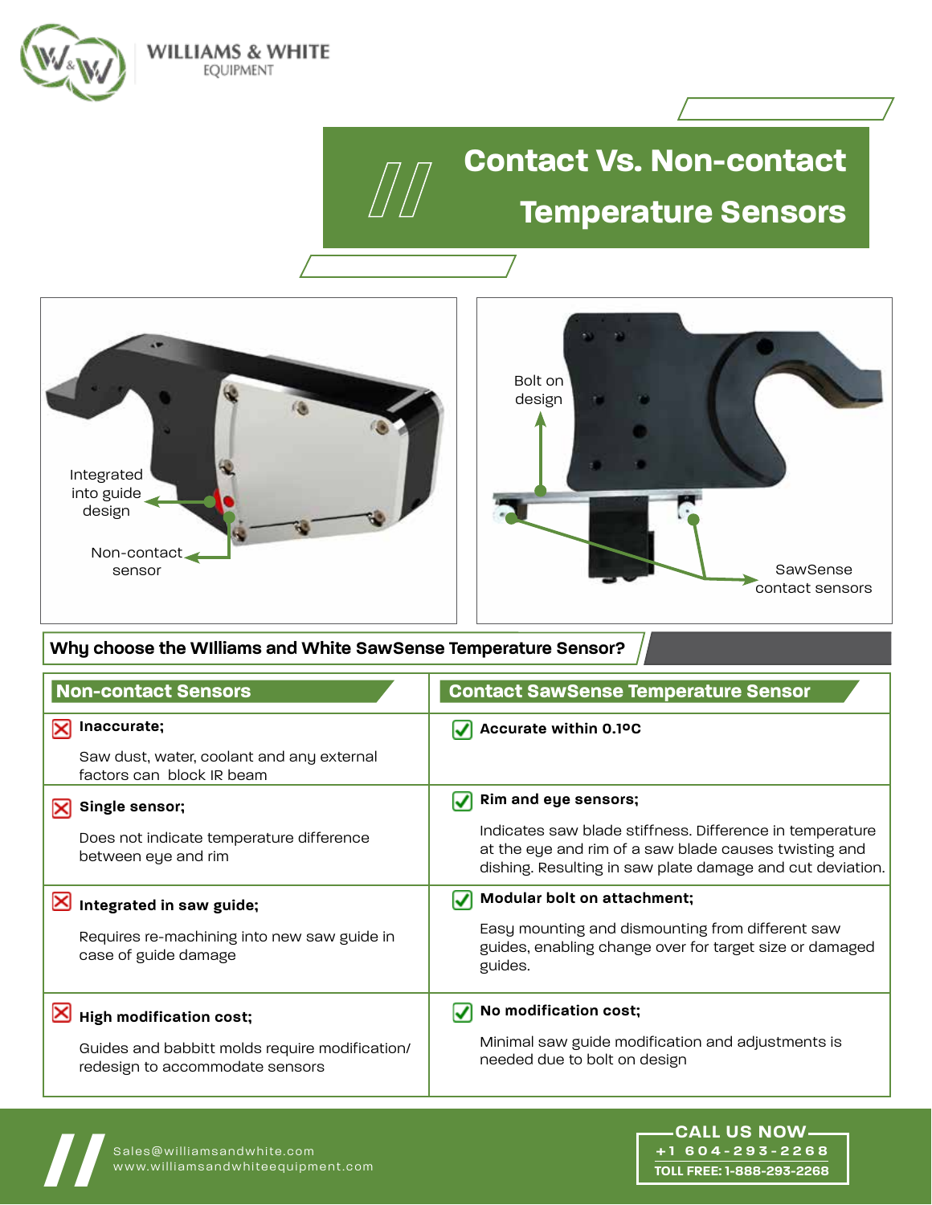WILLIAMS & WHITE
EQUIPMENT

# Contact Vs. Non-contact Temperature Sensors

Integrated into guide design

Non-contact sensor

Bolt on design

SawSense contact sensors

## Why choose the Williams and White SawSense Temperature Sensor?

| Non-contact Sensors | Contact SawSense Temperature Sensor |
|---|---|
| **Inaccurate;** Saw dust, water, coolant and any external factors can block IR beam | **Accurate within 0.1ºC** |
| **Single sensor;** Does not indicate temperature difference between eye and rim | **Rim and eye sensors;** Indicates saw blade stiffness. Difference in temperature at the eye and rim of a saw blade causes twisting and dishing. Resulting in saw plate damage and cut deviation. |
| **Integrated in saw guide;** Requires re-machining into new saw guide in case of guide damage | **Modular bolt on attachment;** Easy mounting and dismounting from different saw guides, enabling change over for target size or damaged guides. |
| **High modification cost;** Guides and babbitt molds require modification/ redesign to accommodate sensors | **No modification cost;** Minimal saw guide modification and adjustments is needed due to bolt on design |

Sales@williamsandwhite.com
www.williamsandwhiteequipment.com

CALL US NOW
+1 604-293-2268
TOLL FREE: 1-888-293-2268